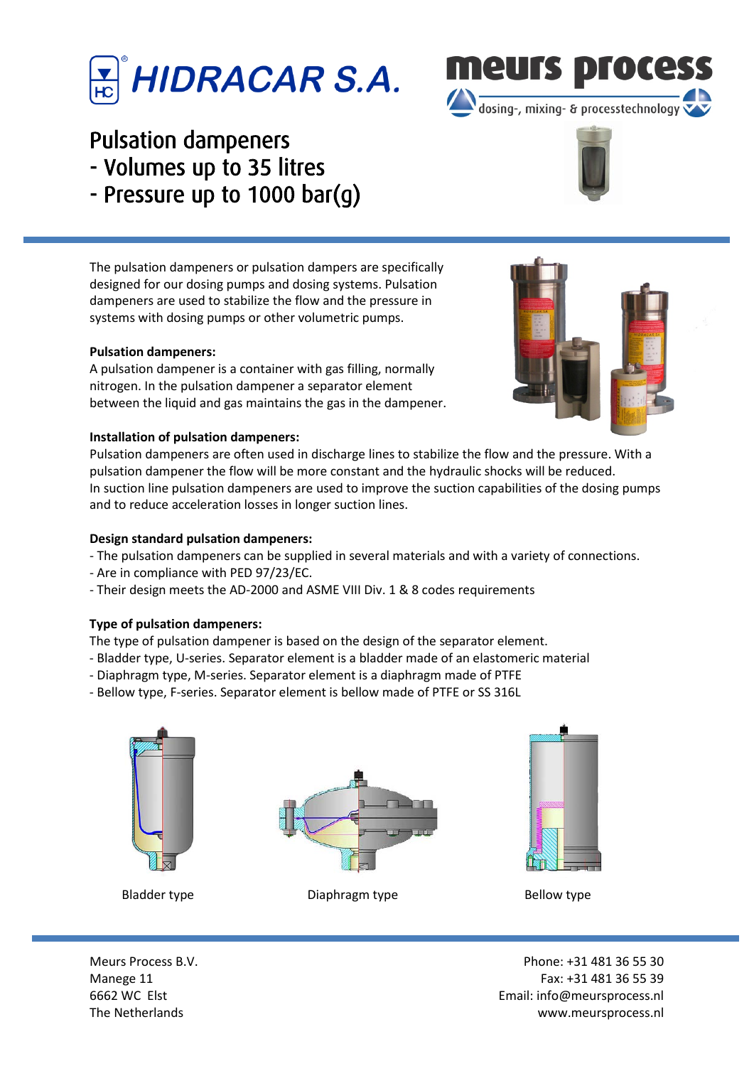HIDRACAR S.A.

meurs process
dosing-, mixing- & processtechnology

# Pulsation dampeners
# - Volumes up to 35 litres
# - Pressure up to 1000 bar(g)

The pulsation dampeners or pulsation dampers are specifically designed for our dosing pumps and dosing systems. Pulsation dampeners are used to stabilize the flow and the pressure in systems with dosing pumps or other volumetric pumps.

**Pulsation dampeners:**
A pulsation dampener is a container with gas filling, normally nitrogen. In the pulsation dampener a separator element between the liquid and gas maintains the gas in the dampener.

**Installation of pulsation dampeners:**
Pulsation dampeners are often used in discharge lines to stabilize the flow and the pressure. With a pulsation dampener the flow will be more constant and the hydraulic shocks will be reduced.
In suction line pulsation dampeners are used to improve the suction capabilities of the dosing pumps and to reduce acceleration losses in longer suction lines.

**Design standard pulsation dampeners:**
- The pulsation dampeners can be supplied in several materials and with a variety of connections.
- Are in compliance with PED 97/23/EC.
- Their design meets the AD-2000 and ASME VIII Div. 1 & 8 codes requirements

**Type of pulsation dampeners:**
The type of pulsation dampener is based on the design of the separator element.
- Bladder type, U-series. Separator element is a bladder made of an elastomeric material
- Diaphragm type, M-series. Separator element is a diaphragm made of PTFE
- Bellow type, F-series. Separator element is bellow made of PTFE or SS 316L

Bladder type

Diaphragm type

Bellow type

Meurs Process B.V.
Manege 11
6662 WC Elst
The Netherlands

Phone: +31 481 36 55 30
Fax: +31 481 36 55 39
Email: info@meursprocess.nl
www.meursprocess.nl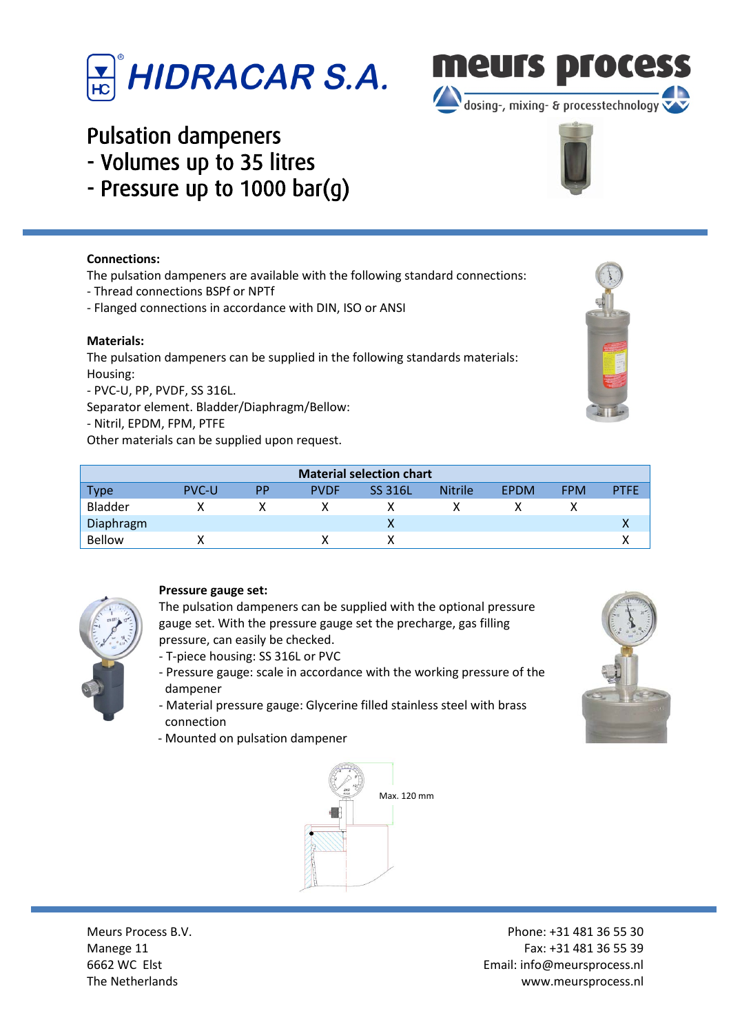# Pulsation dampeners
# - Volumes up to 35 litres
# - Pressure up to 1000 bar(g)

**Connections:**

The pulsation dampeners are available with the following standard connections:
- Thread connections BSPf or NPTf
- Flanged connections in accordance with DIN, ISO or ANSI

**Materials:**

The pulsation dampeners can be supplied in the following standards materials:
Housing:
- PVC-U, PP, PVDF, SS 316L.

Separator element. Bladder/Diaphragm/Bellow:
- Nitril, EPDM, FPM, PTFE

Other materials can be supplied upon request.

| Material selection chart | | | | | | | | |
|---|---|---|---|---|---|---|---|---|
| Type | PVC-U | PP | PVDF | SS 316L | Nitrile | EPDM | FPM | PTFE |
| Bladder | X | X | X | X | X | X | X | |
| Diaphragm | | | | X | | | | X |
| Bellow | X | | X | X | | | | X |

**Pressure gauge set:**

The pulsation dampeners can be supplied with the optional pressure gauge set. With the pressure gauge set the precharge, gas filling pressure, can easily be checked.
- T-piece housing: SS 316L or PVC
- Pressure gauge: scale in accordance with the working pressure of the dampener
- Material pressure gauge: Glycerine filled stainless steel with brass connection
- Mounted on pulsation dampener

Max. 120 mm

Meurs Process B.V.
Manege 11
6662 WC Elst
The Netherlands

Phone: +31 481 36 55 30
Fax: +31 481 36 55 39
Email: info@meursprocess.nl
www.meursprocess.nl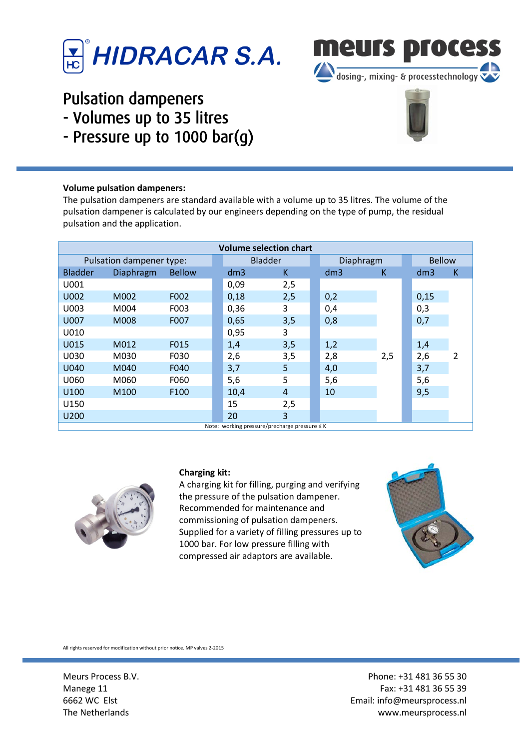# Pulsation dampeners
# - Volumes up to 35 litres
# - Pressure up to 1000 bar(g)

**Volume pulsation dampeners:**
The pulsation dampeners are standard available with a volume up to 35 litres. The volume of the pulsation dampener is calculated by our engineers depending on the type of pump, the residual pulsation and the application.

| Volume selection chart | | | | | | | | |
|---|---|---|---|---|---|---|---|---|
| Pulsation dampener type: | | | Bladder | | Diaphragm | | Bellow | |
| Bladder | Diaphragm | Bellow | dm3 | K | dm3 | K | dm3 | K |
| U001 | | | 0,09 | 2,5 | | | | |
| U002 | M002 | F002 | 0,18 | 2,5 | 0,2 | | 0,15 | |
| U003 | M004 | F003 | 0,36 | 3 | 0,4 | | 0,3 | |
| U007 | M008 | F007 | 0,65 | 3,5 | 0,8 | | 0,7 | |
| U010 | | | 0,95 | 3 | | | | |
| U015 | M012 | F015 | 1,4 | 3,5 | 1,2 | | 1,4 | |
| U030 | M030 | F030 | 2,6 | 3,5 | 2,8 | 2,5 | 2,6 | 2 |
| U040 | M040 | F040 | 3,7 | 5 | 4,0 | | 3,7 | |
| U060 | M060 | F060 | 5,6 | 5 | 5,6 | | 5,6 | |
| U100 | M100 | F100 | 10,4 | 4 | 10 | | 9,5 | |
| U150 | | | 15 | 2,5 | | | | |
| U200 | | | 20 | 3 | | | | |

Note: working pressure/precharge pressure ≤ K

**Charging kit:**
A charging kit for filling, purging and verifying the pressure of the pulsation dampener. Recommended for maintenance and commissioning of pulsation dampeners. Supplied for a variety of filling pressures up to 1000 bar. For low pressure filling with compressed air adaptors are available.

All rights reserved for modification without prior notice. MP valves 2-2015

Meurs Process B.V.
Manege 11
6662 WC Elst
The Netherlands

Phone: +31 481 36 55 30
Fax: +31 481 36 55 39
Email: info@meursprocess.nl
www.meursprocess.nl